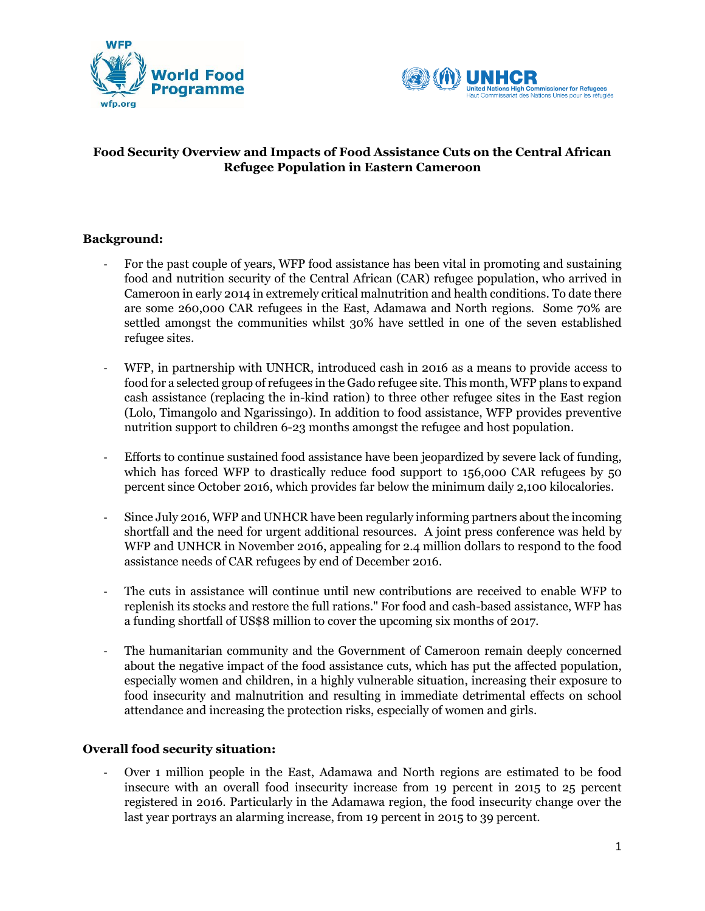**Food Security Overview and Impacts of Food Assistance Cuts on the Central African Refugee Population in Eastern Cameroon**

**Background:**

- For the past couple of years, WFP food assistance has been vital in promoting and sustaining food and nutrition security of the Central African (CAR) refugee population, who arrived in Cameroon in early 2014 in extremely critical malnutrition and health conditions. To date there are some 260,000 CAR refugees in the East, Adamawa and North regions. Some 70% are settled amongst the communities whilst 30% have settled in one of the seven established refugee sites.

- WFP, in partnership with UNHCR, introduced cash in 2016 as a means to provide access to food for a selected group of refugees in the Gado refugee site. This month, WFP plans to expand cash assistance (replacing the in-kind ration) to three other refugee sites in the East region (Lolo, Timangolo and Ngarissingo). In addition to food assistance, WFP provides preventive nutrition support to children 6-23 months amongst the refugee and host population.

- Efforts to continue sustained food assistance have been jeopardized by severe lack of funding, which has forced WFP to drastically reduce food support to 156,000 CAR refugees by 50 percent since October 2016, which provides far below the minimum daily 2,100 kilocalories.

- Since July 2016, WFP and UNHCR have been regularly informing partners about the incoming shortfall and the need for urgent additional resources. A joint press conference was held by WFP and UNHCR in November 2016, appealing for 2.4 million dollars to respond to the food assistance needs of CAR refugees by end of December 2016.

- The cuts in assistance will continue until new contributions are received to enable WFP to replenish its stocks and restore the full rations." For food and cash-based assistance, WFP has a funding shortfall of US$8 million to cover the upcoming six months of 2017.

- The humanitarian community and the Government of Cameroon remain deeply concerned about the negative impact of the food assistance cuts, which has put the affected population, especially women and children, in a highly vulnerable situation, increasing their exposure to food insecurity and malnutrition and resulting in immediate detrimental effects on school attendance and increasing the protection risks, especially of women and girls.

**Overall food security situation:**

- Over 1 million people in the East, Adamawa and North regions are estimated to be food insecure with an overall food insecurity increase from 19 percent in 2015 to 25 percent registered in 2016. Particularly in the Adamawa region, the food insecurity change over the last year portrays an alarming increase, from 19 percent in 2015 to 39 percent.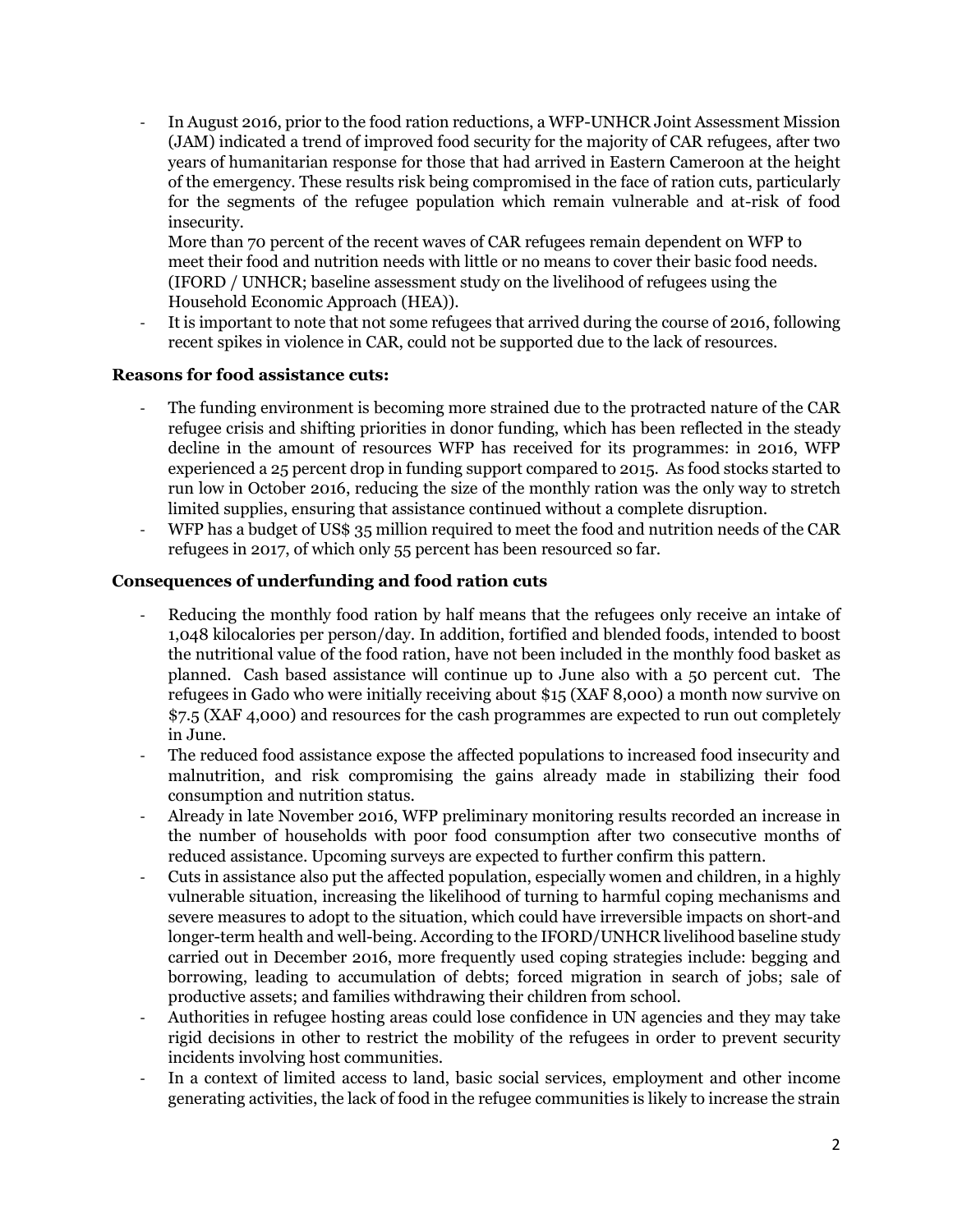- In August 2016, prior to the food ration reductions, a WFP-UNHCR Joint Assessment Mission (JAM) indicated a trend of improved food security for the majority of CAR refugees, after two years of humanitarian response for those that had arrived in Eastern Cameroon at the height of the emergency. These results risk being compromised in the face of ration cuts, particularly for the segments of the refugee population which remain vulnerable and at-risk of food insecurity.
  More than 70 percent of the recent waves of CAR refugees remain dependent on WFP to meet their food and nutrition needs with little or no means to cover their basic food needs. (IFORD / UNHCR; baseline assessment study on the livelihood of refugees using the Household Economic Approach (HEA)).
- It is important to note that not some refugees that arrived during the course of 2016, following recent spikes in violence in CAR, could not be supported due to the lack of resources.

**Reasons for food assistance cuts:**

- The funding environment is becoming more strained due to the protracted nature of the CAR refugee crisis and shifting priorities in donor funding, which has been reflected in the steady decline in the amount of resources WFP has received for its programmes: in 2016, WFP experienced a 25 percent drop in funding support compared to 2015. As food stocks started to run low in October 2016, reducing the size of the monthly ration was the only way to stretch limited supplies, ensuring that assistance continued without a complete disruption.
- WFP has a budget of US$ 35 million required to meet the food and nutrition needs of the CAR refugees in 2017, of which only 55 percent has been resourced so far.

**Consequences of underfunding and food ration cuts**

- Reducing the monthly food ration by half means that the refugees only receive an intake of 1,048 kilocalories per person/day. In addition, fortified and blended foods, intended to boost the nutritional value of the food ration, have not been included in the monthly food basket as planned. Cash based assistance will continue up to June also with a 50 percent cut. The refugees in Gado who were initially receiving about $15 (XAF 8,000) a month now survive on $7.5 (XAF 4,000) and resources for the cash programmes are expected to run out completely in June.
- The reduced food assistance expose the affected populations to increased food insecurity and malnutrition, and risk compromising the gains already made in stabilizing their food consumption and nutrition status.
- Already in late November 2016, WFP preliminary monitoring results recorded an increase in the number of households with poor food consumption after two consecutive months of reduced assistance. Upcoming surveys are expected to further confirm this pattern.
- Cuts in assistance also put the affected population, especially women and children, in a highly vulnerable situation, increasing the likelihood of turning to harmful coping mechanisms and severe measures to adopt to the situation, which could have irreversible impacts on short-and longer-term health and well-being. According to the IFORD/UNHCR livelihood baseline study carried out in December 2016, more frequently used coping strategies include: begging and borrowing, leading to accumulation of debts; forced migration in search of jobs; sale of productive assets; and families withdrawing their children from school.
- Authorities in refugee hosting areas could lose confidence in UN agencies and they may take rigid decisions in other to restrict the mobility of the refugees in order to prevent security incidents involving host communities.
- In a context of limited access to land, basic social services, employment and other income generating activities, the lack of food in the refugee communities is likely to increase the strain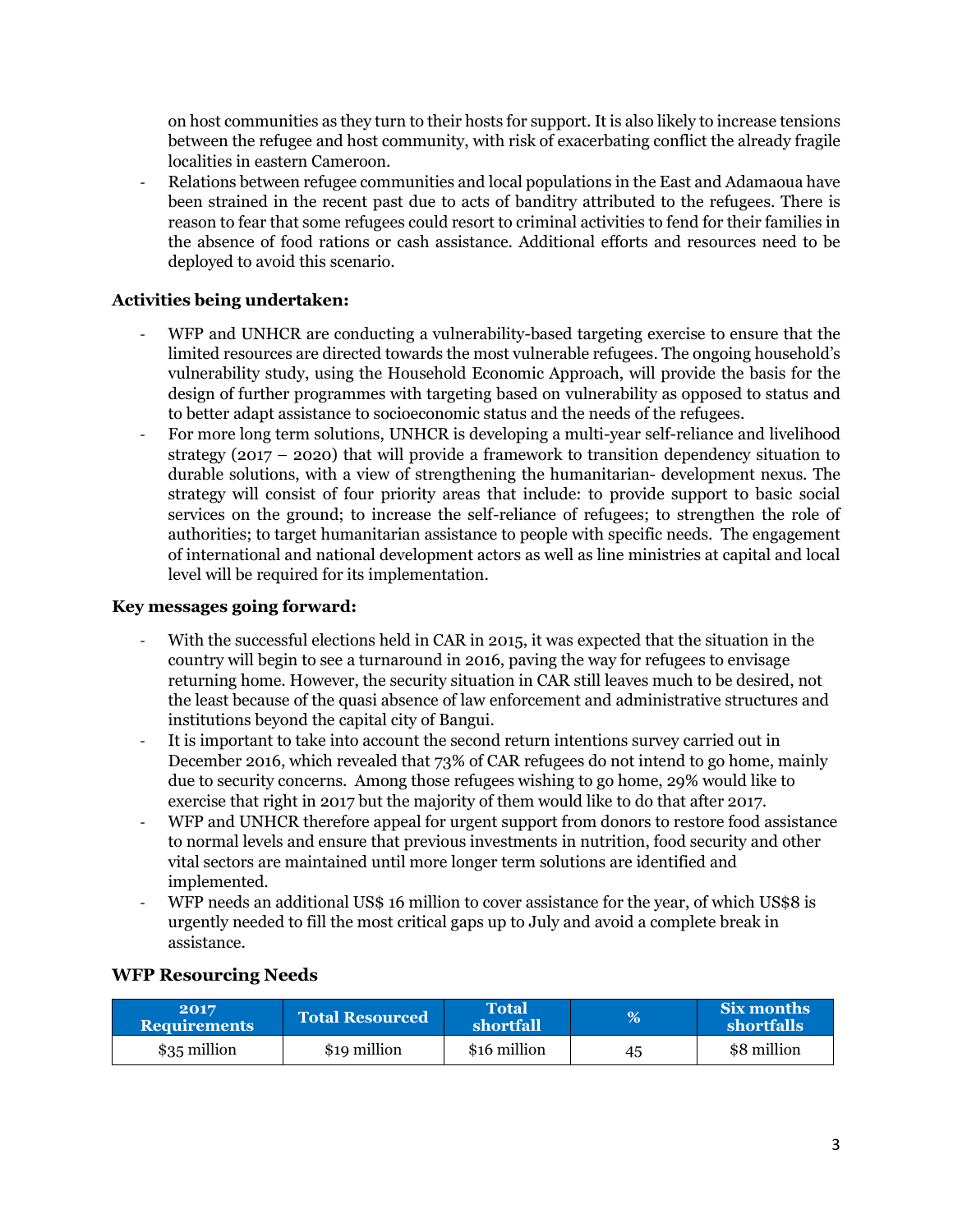on host communities as they turn to their hosts for support. It is also likely to increase tensions between the refugee and host community, with risk of exacerbating conflict the already fragile localities in eastern Cameroon.

- Relations between refugee communities and local populations in the East and Adamaoua have been strained in the recent past due to acts of banditry attributed to the refugees. There is reason to fear that some refugees could resort to criminal activities to fend for their families in the absence of food rations or cash assistance. Additional efforts and resources need to be deployed to avoid this scenario.

**Activities being undertaken:**

- WFP and UNHCR are conducting a vulnerability-based targeting exercise to ensure that the limited resources are directed towards the most vulnerable refugees. The ongoing household's vulnerability study, using the Household Economic Approach, will provide the basis for the design of further programmes with targeting based on vulnerability as opposed to status and to better adapt assistance to socioeconomic status and the needs of the refugees.
- For more long term solutions, UNHCR is developing a multi-year self-reliance and livelihood strategy (2017 – 2020) that will provide a framework to transition dependency situation to durable solutions, with a view of strengthening the humanitarian- development nexus. The strategy will consist of four priority areas that include: to provide support to basic social services on the ground; to increase the self-reliance of refugees; to strengthen the role of authorities; to target humanitarian assistance to people with specific needs. The engagement of international and national development actors as well as line ministries at capital and local level will be required for its implementation.

**Key messages going forward:**

- With the successful elections held in CAR in 2015, it was expected that the situation in the country will begin to see a turnaround in 2016, paving the way for refugees to envisage returning home. However, the security situation in CAR still leaves much to be desired, not the least because of the quasi absence of law enforcement and administrative structures and institutions beyond the capital city of Bangui.
- It is important to take into account the second return intentions survey carried out in December 2016, which revealed that 73% of CAR refugees do not intend to go home, mainly due to security concerns. Among those refugees wishing to go home, 29% would like to exercise that right in 2017 but the majority of them would like to do that after 2017.
- WFP and UNHCR therefore appeal for urgent support from donors to restore food assistance to normal levels and ensure that previous investments in nutrition, food security and other vital sectors are maintained until more longer term solutions are identified and implemented.
- WFP needs an additional US$ 16 million to cover assistance for the year, of which US$8 is urgently needed to fill the most critical gaps up to July and avoid a complete break in assistance.

**WFP Resourcing Needs**

| 2017 Requirements | Total Resourced | Total shortfall | % | Six months shortfalls |
|---|---|---|---|---|
| $35 million | $19 million | $16 million | 45 | $8 million |